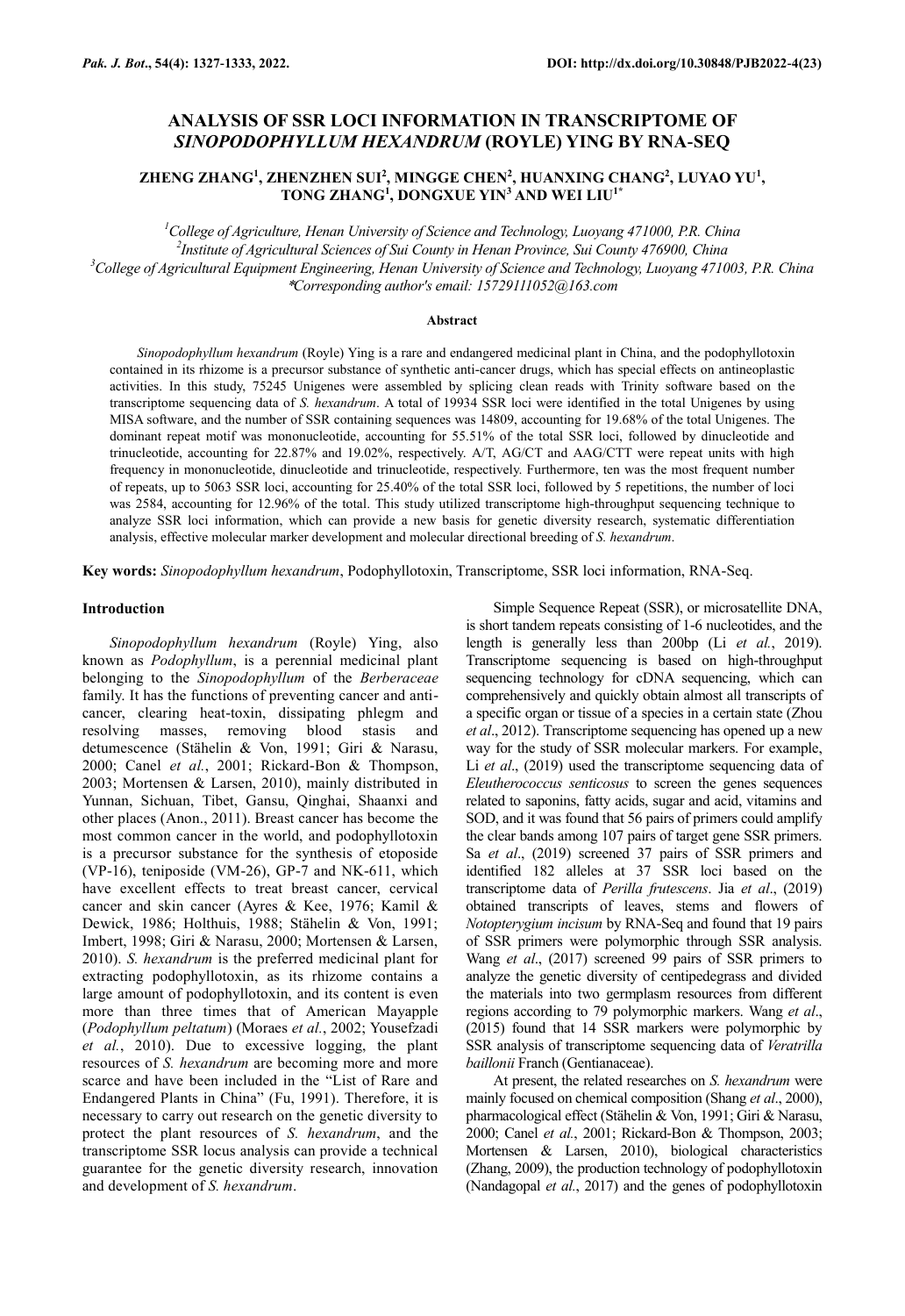# ANALYSIS OF SSR LOCI INFORMATION IN TRANSCRIPTOME OF *SINOPODOPHYLLUM HEXANDRUM* (ROYLE) YING BY RNA-SEQ

**ZHENG ZHANG[1], ZHENZHEN SUI[2], MINGGE CHEN[2], HUANXING CHANG[2], LUYAO YU[1], TONG ZHANG[1], DONGXUE YIN[3] AND WEI LIU[1*]**

[1]*College of Agriculture, Henan University of Science and Technology, Luoyang 471000, P.R. China*
[2]*Institute of Agricultural Sciences of Sui County in Henan Province, Sui County 476900, China*
[3]*College of Agricultural Equipment Engineering, Henan University of Science and Technology, Luoyang 471003, P.R. China*
*\*Corresponding author's email: 15729111052@163.com*

### Abstract

*Sinopodophyllum hexandrum* (Royle) Ying is a rare and endangered medicinal plant in China, and the podophyllotoxin contained in its rhizome is a precursor substance of synthetic anti-cancer drugs, which has special effects on antineoplastic activities. In this study, 75245 Unigenes were assembled by splicing clean reads with Trinity software based on the transcriptome sequencing data of *S. hexandrum*. A total of 19934 SSR loci were identified in the total Unigenes by using MISA software, and the number of SSR containing sequences was 14809, accounting for 19.68% of the total Unigenes. The dominant repeat motif was mononucleotide, accounting for 55.51% of the total SSR loci, followed by dinucleotide and trinucleotide, accounting for 22.87% and 19.02%, respectively. A/T, AG/CT and AAG/CTT were repeat units with high frequency in mononucleotide, dinucleotide and trinucleotide, respectively. Furthermore, ten was the most frequent number of repeats, up to 5063 SSR loci, accounting for 25.40% of the total SSR loci, followed by 5 repetitions, the number of loci was 2584, accounting for 12.96% of the total. This study utilized transcriptome high-throughput sequencing technique to analyze SSR loci information, which can provide a new basis for genetic diversity research, systematic differentiation analysis, effective molecular marker development and molecular directional breeding of *S. hexandrum*.

**Key words:** *Sinopodophyllum hexandrum*, Podophyllotoxin, Transcriptome, SSR loci information, RNA-Seq.

## Introduction

*Sinopodophyllum hexandrum* (Royle) Ying, also known as *Podophyllum*, is a perennial medicinal plant belonging to the *Sinopodophyllum* of the *Berberaceae* family. It has the functions of preventing cancer and anti-cancer, clearing heat-toxin, dissipating phlegm and resolving masses, removing blood stasis and detumescence (Stähelin & Von, 1991; Giri & Narasu, 2000; Canel *et al.*, 2001; Rickard-Bon & Thompson, 2003; Mortensen & Larsen, 2010), mainly distributed in Yunnan, Sichuan, Tibet, Gansu, Qinghai, Shaanxi and other places (Anon., 2011). Breast cancer has become the most common cancer in the world, and podophyllotoxin is a precursor substance for the synthesis of etoposide (VP-16), teniposide (VM-26), GP-7 and NK-611, which have excellent effects to treat breast cancer, cervical cancer and skin cancer (Ayres & Kee, 1976; Kamil & Dewick, 1986; Holthuis, 1988; Stähelin & Von, 1991; Imbert, 1998; Giri & Narasu, 2000; Mortensen & Larsen, 2010). *S. hexandrum* is the preferred medicinal plant for extracting podophyllotoxin, as its rhizome contains a large amount of podophyllotoxin, and its content is even more than three times that of American Mayapple (*Podophyllum peltatum*) (Moraes *et al.*, 2002; Yousefzadi *et al.*, 2010). Due to excessive logging, the plant resources of *S. hexandrum* are becoming more and more scarce and have been included in the "List of Rare and Endangered Plants in China" (Fu, 1991). Therefore, it is necessary to carry out research on the genetic diversity to protect the plant resources of *S. hexandrum*, and the transcriptome SSR locus analysis can provide a technical guarantee for the genetic diversity research, innovation and development of *S. hexandrum*.

Simple Sequence Repeat (SSR), or microsatellite DNA, is short tandem repeats consisting of 1-6 nucleotides, and the length is generally less than 200bp (Li *et al.*, 2019). Transcriptome sequencing is based on high-throughput sequencing technology for cDNA sequencing, which can comprehensively and quickly obtain almost all transcripts of a specific organ or tissue of a species in a certain state (Zhou *et al*., 2012). Transcriptome sequencing has opened up a new way for the study of SSR molecular markers. For example, Li *et al*., (2019) used the transcriptome sequencing data of *Eleutherococcus senticosus* to screen the genes sequences related to saponins, fatty acids, sugar and acid, vitamins and SOD, and it was found that 56 pairs of primers could amplify the clear bands among 107 pairs of target gene SSR primers. Sa *et al*., (2019) screened 37 pairs of SSR primers and identified 182 alleles at 37 SSR loci based on the transcriptome data of *Perilla frutescens*. Jia *et al*., (2019) obtained transcripts of leaves, stems and flowers of *Notopterygium incisum* by RNA-Seq and found that 19 pairs of SSR primers were polymorphic through SSR analysis. Wang *et al*., (2017) screened 99 pairs of SSR primers to analyze the genetic diversity of centipedegrass and divided the materials into two germplasm resources from different regions according to 79 polymorphic markers. Wang *et al*., (2015) found that 14 SSR markers were polymorphic by SSR analysis of transcriptome sequencing data of *Veratrilla baillonii* Franch (Gentianaceae).

At present, the related researches on *S. hexandrum* were mainly focused on chemical composition (Shang *et al*., 2000), pharmacological effect (Stähelin & Von, 1991; Giri & Narasu, 2000; Canel *et al.*, 2001; Rickard-Bon & Thompson, 2003; Mortensen & Larsen, 2010), biological characteristics (Zhang, 2009), the production technology of podophyllotoxin (Nandagopal *et al.*, 2017) and the genes of podophyllotoxin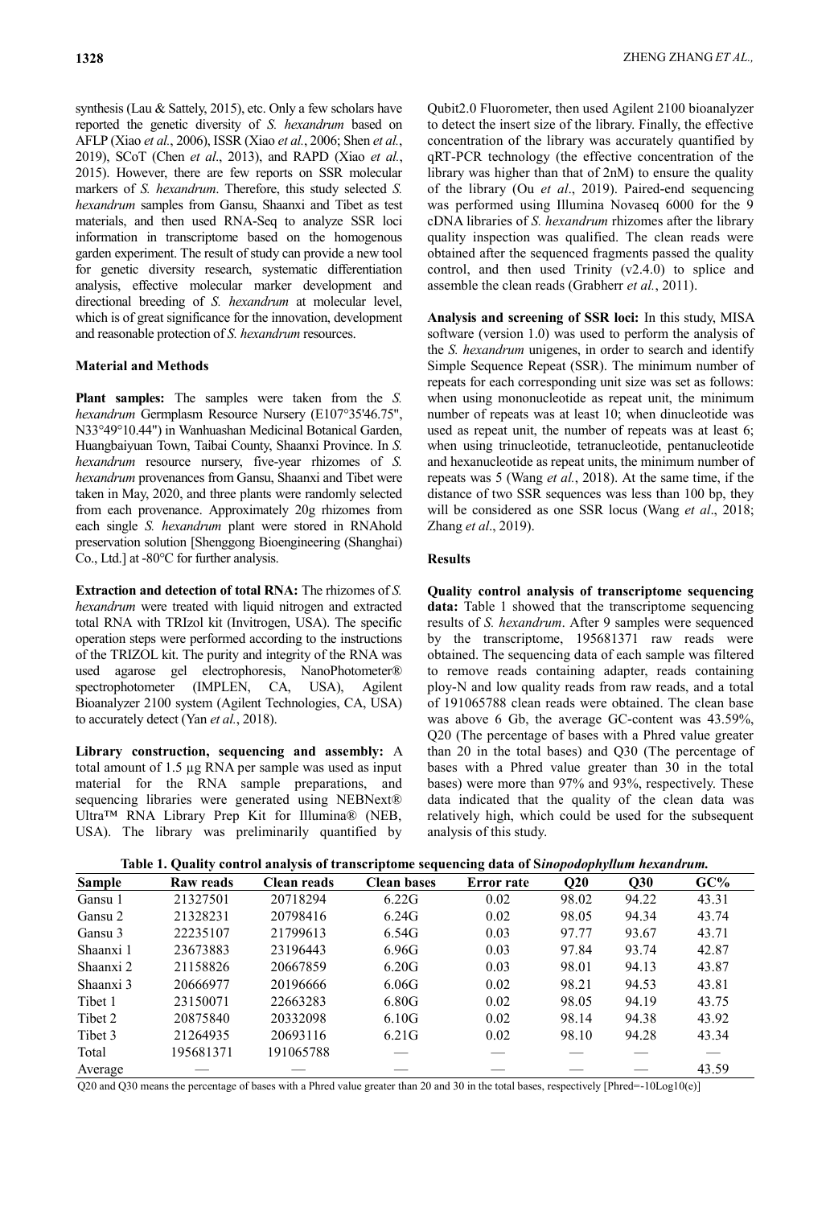synthesis (Lau & Sattely, 2015), etc. Only a few scholars have reported the genetic diversity of *S. hexandrum* based on AFLP (Xiao *et al.*, 2006), ISSR (Xiao *et al.*, 2006; Shen *et al.*, 2019), SCoT (Chen *et al*., 2013), and RAPD (Xiao *et al.*, 2015). However, there are few reports on SSR molecular markers of *S. hexandrum*. Therefore, this study selected *S. hexandrum* samples from Gansu, Shaanxi and Tibet as test materials, and then used RNA-Seq to analyze SSR loci information in transcriptome based on the homogenous garden experiment. The result of study can provide a new tool for genetic diversity research, systematic differentiation analysis, effective molecular marker development and directional breeding of *S. hexandrum* at molecular level, which is of great significance for the innovation, development and reasonable protection of *S. hexandrum* resources.

## Material and Methods

**Plant samples:** The samples were taken from the *S. hexandrum* Germplasm Resource Nursery (E107°35'46.75", N33°49'10.44") in Wanhuashan Medicinal Botanical Garden, Huangbaiyuan Town, Taibai County, Shaanxi Province. In *S. hexandrum* resource nursery, five-year rhizomes of *S. hexandrum* provenances from Gansu, Shaanxi and Tibet were taken in May, 2020, and three plants were randomly selected from each provenance. Approximately 20g rhizomes from each single *S. hexandrum* plant were stored in RNAhold preservation solution [Shenggong Bioengineering (Shanghai) Co., Ltd.] at -80°C for further analysis.

**Extraction and detection of total RNA:** The rhizomes of *S. hexandrum* were treated with liquid nitrogen and extracted total RNA with TRIzol kit (Invitrogen, USA). The specific operation steps were performed according to the instructions of the TRIZOL kit. The purity and integrity of the RNA was used agarose gel electrophoresis, NanoPhotometer® spectrophotometer (IMPLEN, CA, USA), Agilent Bioanalyzer 2100 system (Agilent Technologies, CA, USA) to accurately detect (Yan *et al.*, 2018).

**Library construction, sequencing and assembly:** A total amount of 1.5 µg RNA per sample was used as input material for the RNA sample preparations, and sequencing libraries were generated using NEBNext® Ultra™ RNA Library Prep Kit for Illumina® (NEB, USA). The library was preliminarily quantified by Qubit2.0 Fluorometer, then used Agilent 2100 bioanalyzer to detect the insert size of the library. Finally, the effective concentration of the library was accurately quantified by qRT-PCR technology (the effective concentration of the library was higher than that of 2nM) to ensure the quality of the library (Ou *et al*., 2019). Paired-end sequencing was performed using Illumina Novaseq 6000 for the 9 cDNA libraries of *S. hexandrum* rhizomes after the library quality inspection was qualified. The clean reads were obtained after the sequenced fragments passed the quality control, and then used Trinity (v2.4.0) to splice and assemble the clean reads (Grabherr *et al.*, 2011).

**Analysis and screening of SSR loci:** In this study, MISA software (version 1.0) was used to perform the analysis of the *S. hexandrum* unigenes, in order to search and identify Simple Sequence Repeat (SSR). The minimum number of repeats for each corresponding unit size was set as follows: when using mononucleotide as repeat unit, the minimum number of repeats was at least 10; when dinucleotide was used as repeat unit, the number of repeats was at least 6; when using trinucleotide, tetranucleotide, pentanucleotide and hexanucleotide as repeat units, the minimum number of repeats was 5 (Wang *et al.*, 2018). At the same time, if the distance of two SSR sequences was less than 100 bp, they will be considered as one SSR locus (Wang *et al*., 2018; Zhang *et al*., 2019).

## Results

**Quality control analysis of transcriptome sequencing data:** Table 1 showed that the transcriptome sequencing results of *S. hexandrum*. After 9 samples were sequenced by the transcriptome, 195681371 raw reads were obtained. The sequencing data of each sample was filtered to remove reads containing adapter, reads containing ploy-N and low quality reads from raw reads, and a total of 191065788 clean reads were obtained. The clean base was above 6 Gb, the average GC-content was 43.59%, Q20 (The percentage of bases with a Phred value greater than 20 in the total bases) and Q30 (The percentage of bases with a Phred value greater than 30 in the total bases) were more than 97% and 93%, respectively. These data indicated that the quality of the clean data was relatively high, which could be used for the subsequent analysis of this study.

**Table 1. Quality control analysis of transcriptome sequencing data of S*inopodophyllum hexandrum.***

| Sample | Raw reads | Clean reads | Clean bases | Error rate | Q20 | Q30 | GC% |
|---|---|---|---|---|---|---|---|
| Gansu 1 | 21327501 | 20718294 | 6.22G | 0.02 | 98.02 | 94.22 | 43.31 |
| Gansu 2 | 21328231 | 20798416 | 6.24G | 0.02 | 98.05 | 94.34 | 43.74 |
| Gansu 3 | 22235107 | 21799613 | 6.54G | 0.03 | 97.77 | 93.67 | 43.71 |
| Shaanxi 1 | 23673883 | 23196443 | 6.96G | 0.03 | 97.84 | 93.74 | 42.87 |
| Shaanxi 2 | 21158826 | 20667859 | 6.20G | 0.03 | 98.01 | 94.13 | 43.87 |
| Shaanxi 3 | 20666977 | 20196666 | 6.06G | 0.02 | 98.21 | 94.53 | 43.81 |
| Tibet 1 | 23150071 | 22663283 | 6.80G | 0.02 | 98.05 | 94.19 | 43.75 |
| Tibet 2 | 20875840 | 20332098 | 6.10G | 0.02 | 98.14 | 94.38 | 43.92 |
| Tibet 3 | 21264935 | 20693116 | 6.21G | 0.02 | 98.10 | 94.28 | 43.34 |
| Total | 195681371 | 191065788 | — | — | — | — | — |
| Average | — | — | — | — | — | — | 43.59 |

Q20 and Q30 means the percentage of bases with a Phred value greater than 20 and 30 in the total bases, respectively [Phred=-10Log10(e)]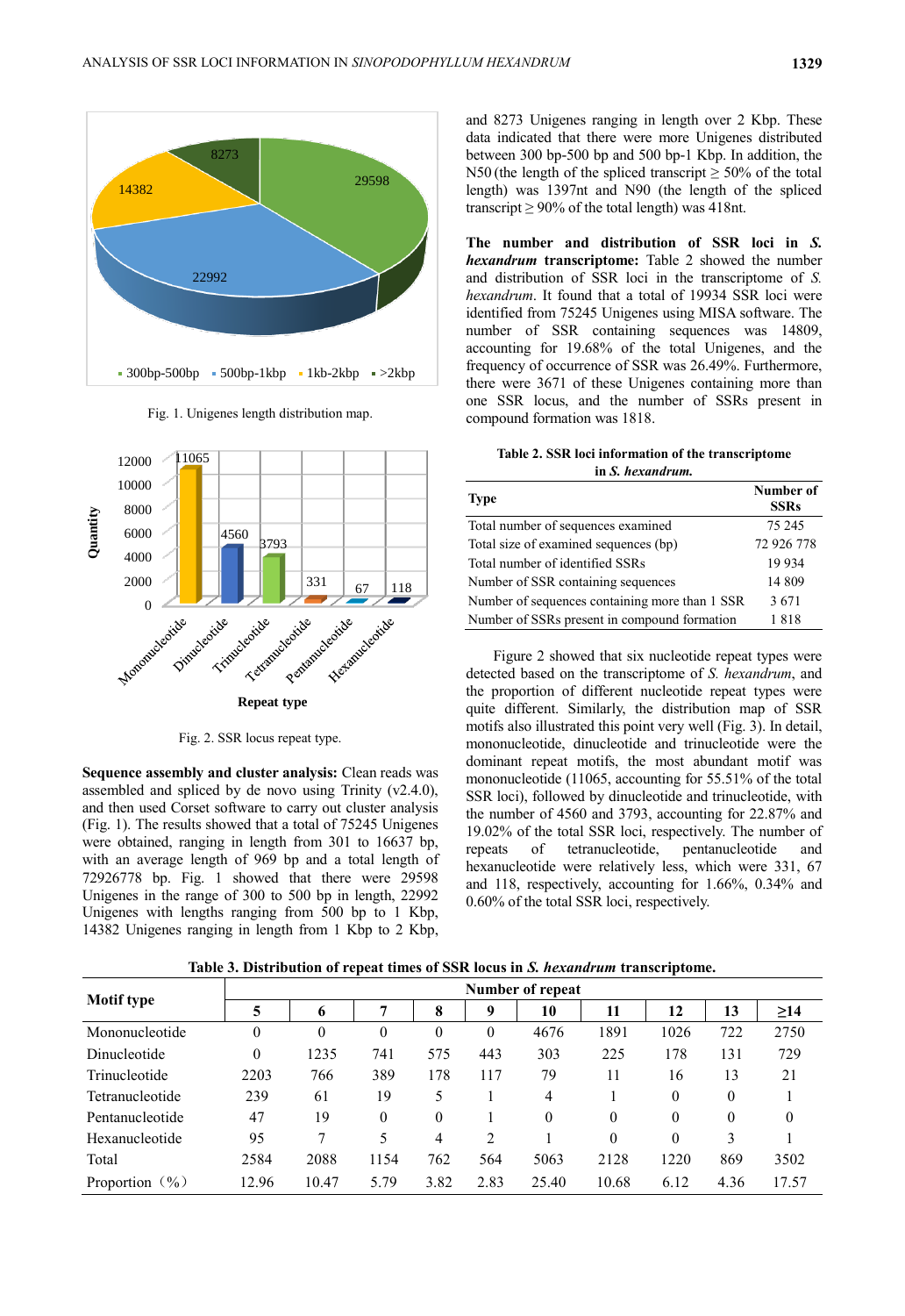Fig. 1. Unigenes length distribution map.

Fig. 2. SSR locus repeat type.

**Sequence assembly and cluster analysis:** Clean reads was assembled and spliced by de novo using Trinity (v2.4.0), and then used Corset software to carry out cluster analysis (Fig. 1). The results showed that a total of 75245 Unigenes were obtained, ranging in length from 301 to 16637 bp, with an average length of 969 bp and a total length of 72926778 bp. Fig. 1 showed that there were 29598 Unigenes in the range of 300 to 500 bp in length, 22992 Unigenes with lengths ranging from 500 bp to 1 Kbp, 14382 Unigenes ranging in length from 1 Kbp to 2 Kbp, and 8273 Unigenes ranging in length over 2 Kbp. These data indicated that there were more Unigenes distributed between 300 bp-500 bp and 500 bp-1 Kbp. In addition, the N50 (the length of the spliced transcript ≥ 50% of the total length) was 1397nt and N90 (the length of the spliced transcript ≥ 90% of the total length) was 418nt.

**The number and distribution of SSR loci in *S. hexandrum* transcriptome:** Table 2 showed the number and distribution of SSR loci in the transcriptome of *S. hexandrum*. It found that a total of 19934 SSR loci were identified from 75245 Unigenes using MISA software. The number of SSR containing sequences was 14809, accounting for 19.68% of the total Unigenes, and the frequency of occurrence of SSR was 26.49%. Furthermore, there were 3671 of these Unigenes containing more than one SSR locus, and the number of SSRs present in compound formation was 1818.

**Table 2. SSR loci information of the transcriptome in *S. hexandrum.***

| Type | Number of SSRs |
|---|---|
| Total number of sequences examined | 75 245 |
| Total size of examined sequences (bp) | 72 926 778 |
| Total number of identified SSRs | 19 934 |
| Number of SSR containing sequences | 14 809 |
| Number of sequences containing more than 1 SSR | 3 671 |
| Number of SSRs present in compound formation | 1 818 |

Figure 2 showed that six nucleotide repeat types were detected based on the transcriptome of *S. hexandrum*, and the proportion of different nucleotide repeat types were quite different. Similarly, the distribution map of SSR motifs also illustrated this point very well (Fig. 3). In detail, mononucleotide, dinucleotide and trinucleotide were the dominant repeat motifs, the most abundant motif was mononucleotide (11065, accounting for 55.51% of the total SSR loci), followed by dinucleotide and trinucleotide, with the number of 4560 and 3793, accounting for 22.87% and 19.02% of the total SSR loci, respectively. The number of repeats of tetranucleotide, pentanucleotide and hexanucleotide were relatively less, which were 331, 67 and 118, respectively, accounting for 1.66%, 0.34% and 0.60% of the total SSR loci, respectively.

**Table 3. Distribution of repeat times of SSR locus in *S. hexandrum* transcriptome.**

| Motif type | Number of repeat | | | | | | | | | |
|---|---|---|---|---|---|---|---|---|---|---|
| | 5 | 6 | 7 | 8 | 9 | 10 | 11 | 12 | 13 | ≥14 |
| Mononucleotide | 0 | 0 | 0 | 0 | 0 | 4676 | 1891 | 1026 | 722 | 2750 |
| Dinucleotide | 0 | 1235 | 741 | 575 | 443 | 303 | 225 | 178 | 131 | 729 |
| Trinucleotide | 2203 | 766 | 389 | 178 | 117 | 79 | 11 | 16 | 13 | 21 |
| Tetranucleotide | 239 | 61 | 19 | 5 | 1 | 4 | 1 | 0 | 0 | 1 |
| Pentanucleotide | 47 | 19 | 0 | 0 | 1 | 0 | 0 | 0 | 0 | 0 |
| Hexanucleotide | 95 | 7 | 5 | 4 | 2 | 1 | 0 | 0 | 3 | 1 |
| Total | 2584 | 2088 | 1154 | 762 | 564 | 5063 | 2128 | 1220 | 869 | 3502 |
| Proportion（%） | 12.96 | 10.47 | 5.79 | 3.82 | 2.83 | 25.40 | 10.68 | 6.12 | 4.36 | 17.57 |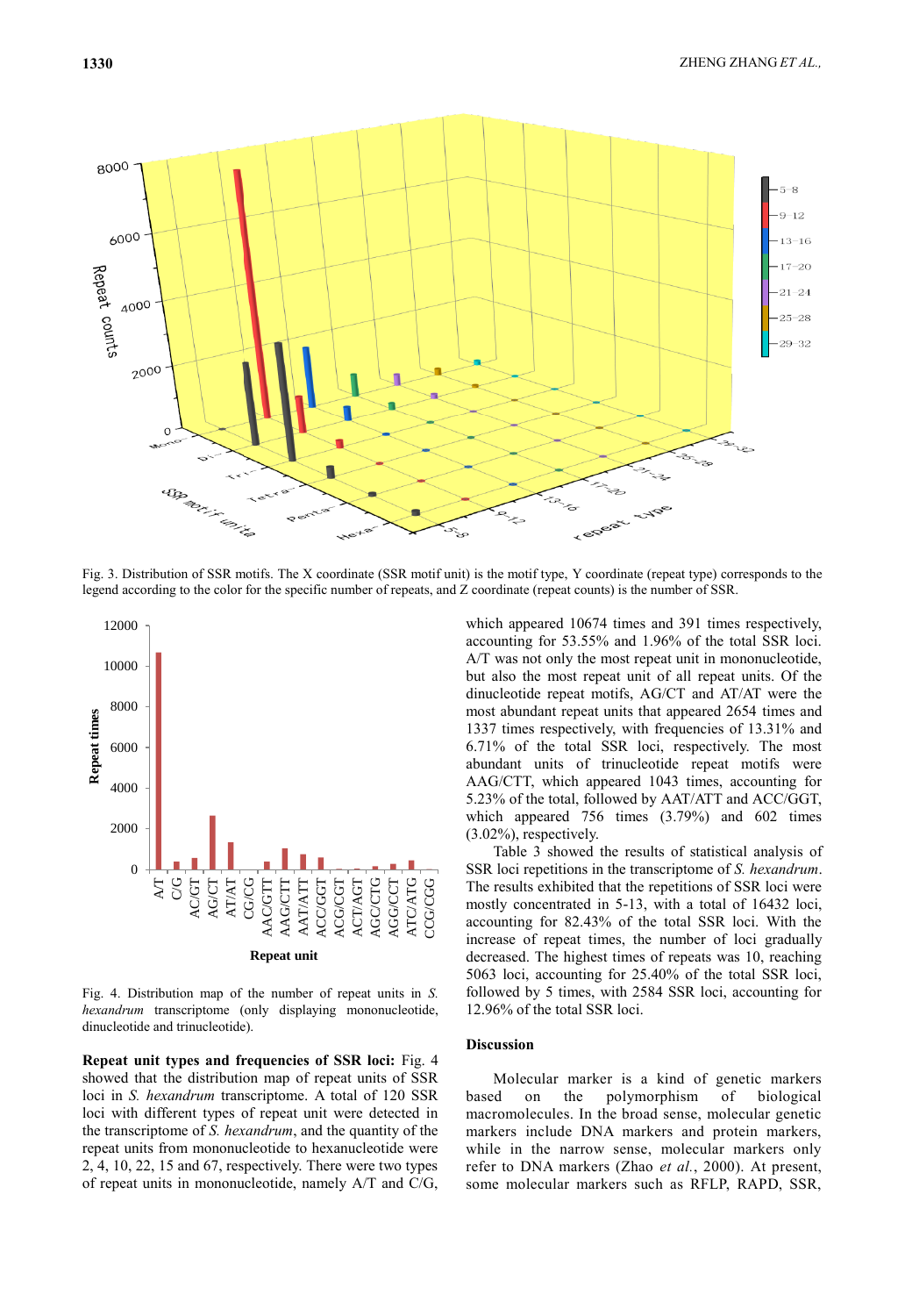Fig. 3. Distribution of SSR motifs. The X coordinate (SSR motif unit) is the motif type, Y coordinate (repeat type) corresponds to the legend according to the color for the specific number of repeats, and Z coordinate (repeat counts) is the number of SSR.

Fig. 4. Distribution map of the number of repeat units in *S. hexandrum* transcriptome (only displaying mononucleotide, dinucleotide and trinucleotide).

**Repeat unit types and frequencies of SSR loci:** Fig. 4 showed that the distribution map of repeat units of SSR loci in *S. hexandrum* transcriptome. A total of 120 SSR loci with different types of repeat unit were detected in the transcriptome of *S. hexandrum*, and the quantity of the repeat units from mononucleotide to hexanucleotide were 2, 4, 10, 22, 15 and 67, respectively. There were two types of repeat units in mononucleotide, namely A/T and C/G, which appeared 10674 times and 391 times respectively, accounting for 53.55% and 1.96% of the total SSR loci. A/T was not only the most repeat unit in mononucleotide, but also the most repeat unit of all repeat units. Of the dinucleotide repeat motifs, AG/CT and AT/AT were the most abundant repeat units that appeared 2654 times and 1337 times respectively, with frequencies of 13.31% and 6.71% of the total SSR loci, respectively. The most abundant units of trinucleotide repeat motifs were AAG/CTT, which appeared 1043 times, accounting for 5.23% of the total, followed by AAT/ATT and ACC/GGT, which appeared 756 times (3.79%) and 602 times (3.02%), respectively.

Table 3 showed the results of statistical analysis of SSR loci repetitions in the transcriptome of *S. hexandrum*. The results exhibited that the repetitions of SSR loci were mostly concentrated in 5-13, with a total of 16432 loci, accounting for 82.43% of the total SSR loci. With the increase of repeat times, the number of loci gradually decreased. The highest times of repeats was 10, reaching 5063 loci, accounting for 25.40% of the total SSR loci, followed by 5 times, with 2584 SSR loci, accounting for 12.96% of the total SSR loci.

## Discussion

Molecular marker is a kind of genetic markers based on the polymorphism of biological macromolecules. In the broad sense, molecular genetic markers include DNA markers and protein markers, while in the narrow sense, molecular markers only refer to DNA markers (Zhao *et al.*, 2000). At present, some molecular markers such as RFLP, RAPD, SSR,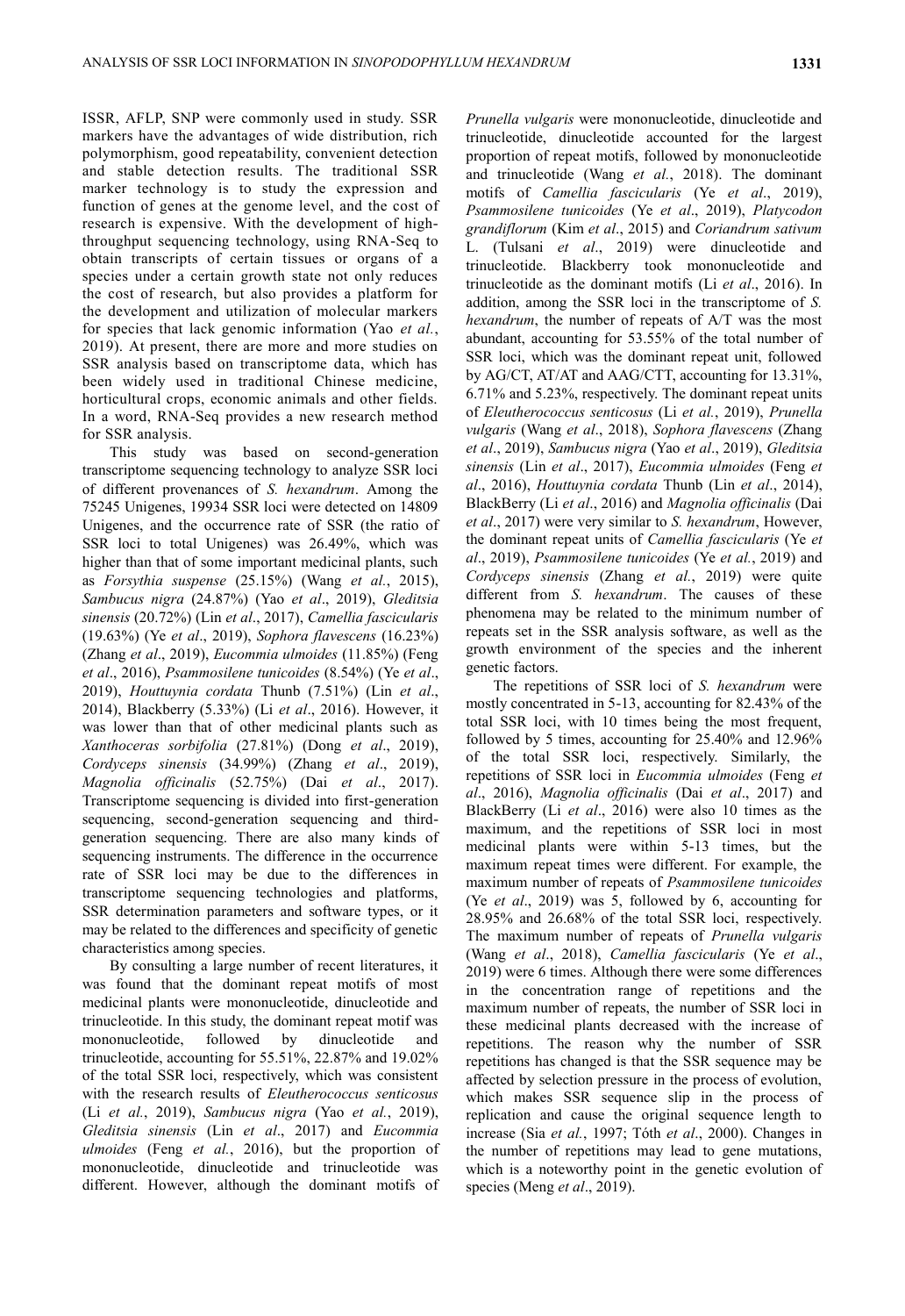ISSR, AFLP, SNP were commonly used in study. SSR markers have the advantages of wide distribution, rich polymorphism, good repeatability, convenient detection and stable detection results. The traditional SSR marker technology is to study the expression and function of genes at the genome level, and the cost of research is expensive. With the development of high-throughput sequencing technology, using RNA-Seq to obtain transcripts of certain tissues or organs of a species under a certain growth state not only reduces the cost of research, but also provides a platform for the development and utilization of molecular markers for species that lack genomic information (Yao *et al.*, 2019). At present, there are more and more studies on SSR analysis based on transcriptome data, which has been widely used in traditional Chinese medicine, horticultural crops, economic animals and other fields. In a word, RNA-Seq provides a new research method for SSR analysis.

This study was based on second-generation transcriptome sequencing technology to analyze SSR loci of different provenances of *S. hexandrum*. Among the 75245 Unigenes, 19934 SSR loci were detected on 14809 Unigenes, and the occurrence rate of SSR (the ratio of SSR loci to total Unigenes) was 26.49%, which was higher than that of some important medicinal plants, such as *Forsythia suspense* (25.15%) (Wang *et al.*, 2015), *Sambucus nigra* (24.87%) (Yao *et al*., 2019), *Gleditsia sinensis* (20.72%) (Lin *et al*., 2017), *Camellia fascicularis* (19.63%) (Ye *et al*., 2019), *Sophora flavescens* (16.23%) (Zhang *et al*., 2019), *Eucommia ulmoides* (11.85%) (Feng *et al*., 2016), *Psammosilene tunicoides* (8.54%) (Ye *et al*., 2019), *Houttuynia cordata* Thunb (7.51%) (Lin *et al*., 2014), Blackberry (5.33%) (Li *et al*., 2016). However, it was lower than that of other medicinal plants such as *Xanthoceras sorbifolia* (27.81%) (Dong *et al*., 2019), *Cordyceps sinensis* (34.99%) (Zhang *et al*., 2019), *Magnolia officinalis* (52.75%) (Dai *et al*., 2017). Transcriptome sequencing is divided into first-generation sequencing, second-generation sequencing and third-generation sequencing. There are also many kinds of sequencing instruments. The difference in the occurrence rate of SSR loci may be due to the differences in transcriptome sequencing technologies and platforms, SSR determination parameters and software types, or it may be related to the differences and specificity of genetic characteristics among species.

By consulting a large number of recent literatures, it was found that the dominant repeat motifs of most medicinal plants were mononucleotide, dinucleotide and trinucleotide. In this study, the dominant repeat motif was mononucleotide, followed by dinucleotide and trinucleotide, accounting for 55.51%, 22.87% and 19.02% of the total SSR loci, respectively, which was consistent with the research results of *Eleutherococcus senticosus* (Li *et al.*, 2019), *Sambucus nigra* (Yao *et al.*, 2019), *Gleditsia sinensis* (Lin *et al*., 2017) and *Eucommia ulmoides* (Feng *et al.*, 2016), but the proportion of mononucleotide, dinucleotide and trinucleotide was different. However, although the dominant motifs of *Prunella vulgaris* were mononucleotide, dinucleotide and trinucleotide, dinucleotide accounted for the largest proportion of repeat motifs, followed by mononucleotide and trinucleotide (Wang *et al.*, 2018). The dominant motifs of *Camellia fascicularis* (Ye *et al*., 2019), *Psammosilene tunicoides* (Ye *et al*., 2019), *Platycodon grandiflorum* (Kim *et al*., 2015) and *Coriandrum sativum* L. (Tulsani *et al*., 2019) were dinucleotide and trinucleotide. Blackberry took mononucleotide and trinucleotide as the dominant motifs (Li *et al*., 2016). In addition, among the SSR loci in the transcriptome of *S. hexandrum*, the number of repeats of A/T was the most abundant, accounting for 53.55% of the total number of SSR loci, which was the dominant repeat unit, followed by AG/CT, AT/AT and AAG/CTT, accounting for 13.31%, 6.71% and 5.23%, respectively. The dominant repeat units of *Eleutherococcus senticosus* (Li *et al.*, 2019), *Prunella vulgaris* (Wang *et al*., 2018), *Sophora flavescens* (Zhang *et al*., 2019), *Sambucus nigra* (Yao *et al*., 2019), *Gleditsia sinensis* (Lin *et al*., 2017), *Eucommia ulmoides* (Feng *et al*., 2016), *Houttuynia cordata* Thunb (Lin *et al*., 2014), BlackBerry (Li *et al*., 2016) and *Magnolia officinalis* (Dai *et al*., 2017) were very similar to *S. hexandrum*, However, the dominant repeat units of *Camellia fascicularis* (Ye *et al*., 2019), *Psammosilene tunicoides* (Ye *et al.*, 2019) and *Cordyceps sinensis* (Zhang *et al*., 2019) were quite different from *S. hexandrum*. The causes of these phenomena may be related to the minimum number of repeats set in the SSR analysis software, as well as the growth environment of the species and the inherent genetic factors.

The repetitions of SSR loci of *S. hexandrum* were mostly concentrated in 5-13, accounting for 82.43% of the total SSR loci, with 10 times being the most frequent, followed by 5 times, accounting for 25.40% and 12.96% of the total SSR loci, respectively. Similarly, the repetitions of SSR loci in *Eucommia ulmoides* (Feng *et al*., 2016), *Magnolia officinalis* (Dai *et al*., 2017) and BlackBerry (Li *et al*., 2016) were also 10 times as the maximum, and the repetitions of SSR loci in most medicinal plants were within 5-13 times, but the maximum repeat times were different. For example, the maximum number of repeats of *Psammosilene tunicoides* (Ye *et al*., 2019) was 5, followed by 6, accounting for 28.95% and 26.68% of the total SSR loci, respectively. The maximum number of repeats of *Prunella vulgaris* (Wang *et al*., 2018), *Camellia fascicularis* (Ye *et al*., 2019) were 6 times. Although there were some differences in the concentration range of repetitions and the maximum number of repeats, the number of SSR loci in these medicinal plants decreased with the increase of repetitions. The reason why the number of SSR repetitions has changed is that the SSR sequence may be affected by selection pressure in the process of evolution, which makes SSR sequence slip in the process of replication and cause the original sequence length to increase (Sia *et al.*, 1997; Tóth *et al*., 2000). Changes in the number of repetitions may lead to gene mutations, which is a noteworthy point in the genetic evolution of species (Meng *et al*., 2019).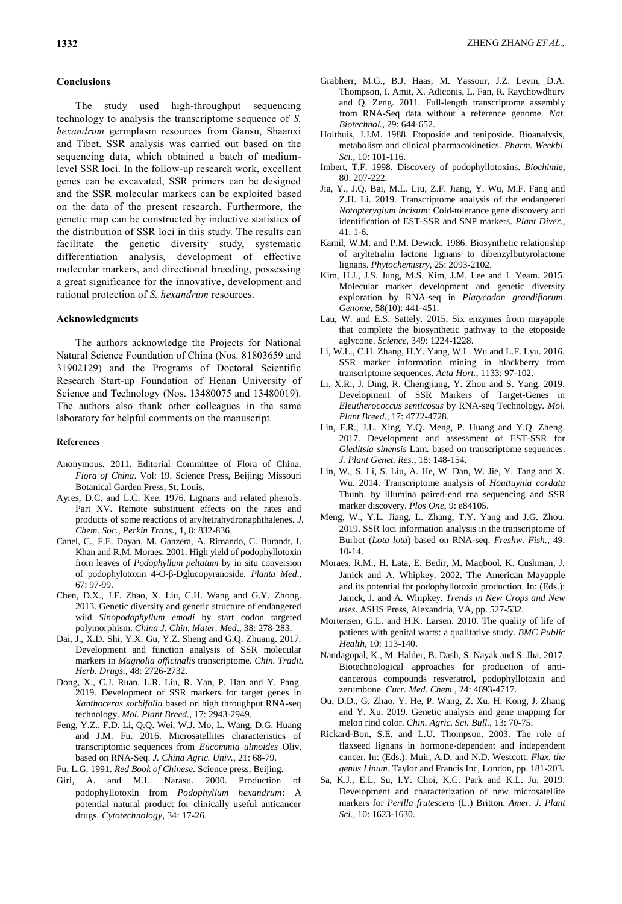## Conclusions

The study used high-throughput sequencing technology to analysis the transcriptome sequence of *S. hexandrum* germplasm resources from Gansu, Shaanxi and Tibet. SSR analysis was carried out based on the sequencing data, which obtained a batch of medium-level SSR loci. In the follow-up research work, excellent genes can be excavated, SSR primers can be designed and the SSR molecular markers can be exploited based on the data of the present research. Furthermore, the genetic map can be constructed by inductive statistics of the distribution of SSR loci in this study. The results can facilitate the genetic diversity study, systematic differentiation analysis, development of effective molecular markers, and directional breeding, possessing a great significance for the innovative, development and rational protection of *S. hexandrum* resources.

## Acknowledgments

The authors acknowledge the Projects for National Natural Science Foundation of China (Nos. 81803659 and 31902129) and the Programs of Doctoral Scientific Research Start-up Foundation of Henan University of Science and Technology (Nos. 13480075 and 13480019). The authors also thank other colleagues in the same laboratory for helpful comments on the manuscript.

## References

Anonymous. 2011. Editorial Committee of Flora of China. *Flora of China*. Vol: 19. Science Press, Beijing; Missouri Botanical Garden Press, St. Louis.

Ayres, D.C. and L.C. Kee. 1976. Lignans and related phenols. Part XV. Remote substituent effects on the rates and products of some reactions of aryltetrahydronaphthalenes. *J. Chem. Soc., Perkin Trans.*, 1, 8: 832-836.

Canel, C., F.E. Dayan, M. Ganzera, A. Rimando, C. Burandt, I. Khan and R.M. Moraes. 2001. High yield of podophyllotoxin from leaves of *Podophyllum peltatum* by in situ conversion of podophylotoxin 4-O-β-Dglucopyranoside. *Planta Med*., 67: 97-99.

Chen, D.X., J.F. Zhao, X. Liu, C.H. Wang and G.Y. Zhong. 2013. Genetic diversity and genetic structure of endangered wild *Sinopodophyllum emodi* by start codon targeted polymorphism. *China J. Chin. Mater. Med*., 38: 278-283.

Dai, J., X.D. Shi, Y.X. Gu, Y.Z. Sheng and G.Q. Zhuang. 2017. Development and function analysis of SSR molecular markers in *Magnolia officinalis* transcriptome. *Chin. Tradit. Herb. Drugs.*, 48: 2726-2732.

Dong, X., C.J. Ruan, L.R. Liu, R. Yan, P. Han and Y. Pang. 2019. Development of SSR markers for target genes in *Xanthoceras sorbifolia* based on high throughput RNA-seq technology. *Mol. Plant Breed.*, 17: 2943-2949.

Feng, Y.Z., F.D. Li, Q.Q. Wei, W.J. Mo, L. Wang, D.G. Huang and J.M. Fu. 2016. Microsatellites characteristics of transcriptomic sequences from *Eucommia ulmoides* Oliv. based on RNA-Seq. *J. China Agric. Univ.*, 21: 68-79.

Fu, L.G. 1991. *Red Book of Chinese*. Science press, Beijing.

Giri, A. and M.L. Narasu. 2000. Production of podophyllotoxin from *Podophyllum hexandrum*: A potential natural product for clinically useful anticancer drugs. *Cytotechnology*, 34: 17-26.

Grabherr, M.G., B.J. Haas, M. Yassour, J.Z. Levin, D.A. Thompson, I. Amit, X. Adiconis, L. Fan, R. Raychowdhury and Q. Zeng. 2011. Full-length transcriptome assembly from RNA-Seq data without a reference genome. *Nat. Biotechnol.*, 29: 644-652.

Holthuis, J.J.M. 1988. Etoposide and teniposide. Bioanalysis, metabolism and clinical pharmacokinetics. *Pharm. Weekbl. Sci.*, 10: 101-116.

Imbert, T.F. 1998. Discovery of podophyllotoxins. *Biochimie,* 80: 207-222.

Jia, Y., J.Q. Bai, M.L. Liu, Z.F. Jiang, Y. Wu, M.F. Fang and Z.H. Li. 2019. Transcriptome analysis of the endangered *Notopterygium incisum*: Cold-tolerance gene discovery and identification of EST-SSR and SNP markers. *Plant Diver.,* 41: 1-6.

Kamil, W.M. and P.M. Dewick. 1986. Biosynthetic relationship of aryltetralin lactone lignans to dibenzylbutyrolactone lignans. *Phytochemistry,* 25: 2093-2102.

Kim, H.J., J.S. Jung, M.S. Kim, J.M. Lee and I. Yeam. 2015. Molecular marker development and genetic diversity exploration by RNA-seq in *Platycodon grandiflorum*. *Genome,* 58(10): 441-451.

Lau, W. and E.S. Sattely. 2015. Six enzymes from mayapple that complete the biosynthetic pathway to the etoposide aglycone. *Science,* 349: 1224-1228.

Li, W.L., C.H. Zhang, H.Y. Yang, W.L. Wu and L.F. Lyu. 2016. SSR marker information mining in blackberry from transcriptome sequences. *Acta Hort.*, 1133: 97-102.

Li, X.R., J. Ding, R. Chengjiang, Y. Zhou and S. Yang. 2019. Development of SSR Markers of Target-Genes in *Eleutherococcus senticosus* by RNA-seq Technology. *Mol. Plant Breed.*, 17: 4722-4728.

Lin, F.R., J.L. Xing, Y.Q. Meng, P. Huang and Y.Q. Zheng. 2017. Development and assessment of EST-SSR for *Gleditsia sinensis* Lam*.* based on transcriptome sequences. *J. Plant Genet. Res.*, 18: 148-154.

Lin, W., S. Li, S. Liu, A. He, W. Dan, W. Jie, Y. Tang and X. Wu. 2014. Transcriptome analysis of *Houttuynia cordata* Thunb. by illumina paired-end rna sequencing and SSR marker discovery. *Plos One*, 9: e84105.

Meng, W., Y.L. Jiang, L. Zhang, T.Y. Yang and J.G. Zhou. 2019. SSR loci information analysis in the transcriptome of Burbot (*Lota lota*) based on RNA-seq. *Freshw. Fish.*, 49: 10-14.

Moraes, R.M., H. Lata, E. Bedir, M. Maqbool, K. Cushman, J. Janick and A. Whipkey. 2002. The American Mayapple and its potential for podophyllotoxin production. In: (Eds.): Janick, J. and A. Whipkey. *Trends in New Crops and New uses*. ASHS Press, Alexandria, VA, pp. 527-532.

Mortensen, G.L. and H.K. Larsen. 2010. The quality of life of patients with genital warts: a qualitative study. *BMC Public Health*, 10: 113-140.

Nandagopal, K., M. Halder, B. Dash, S. Nayak and S. Jha. 2017. Biotechnological approaches for production of anti-cancerous compounds resveratrol, podophyllotoxin and zerumbone. *Curr. Med. Chem.*, 24: 4693-4717.

Ou, D.D., G. Zhao, Y. He, P. Wang, Z. Xu, H. Kong, J. Zhang and Y. Xu. 2019. Genetic analysis and gene mapping for melon rind color. *Chin. Agric. Sci. Bull.*, 13: 70-75.

Rickard-Bon, S.E. and L.U. Thompson. 2003. The role of flaxseed lignans in hormone-dependent and independent cancer. In: (Eds.): Muir, A.D. and N.D. Westcott. *Flax, the genus Linum*. Taylor and Francis Inc, London, pp. 181-203.

Sa, K.J., E.L. Su, I.Y. Choi, K.C. Park and K.L. Ju. 2019. Development and characterization of new microsatellite markers for *Perilla frutescens* (L.) Britton. *Amer. J. Plant Sci.*, 10: 1623-1630.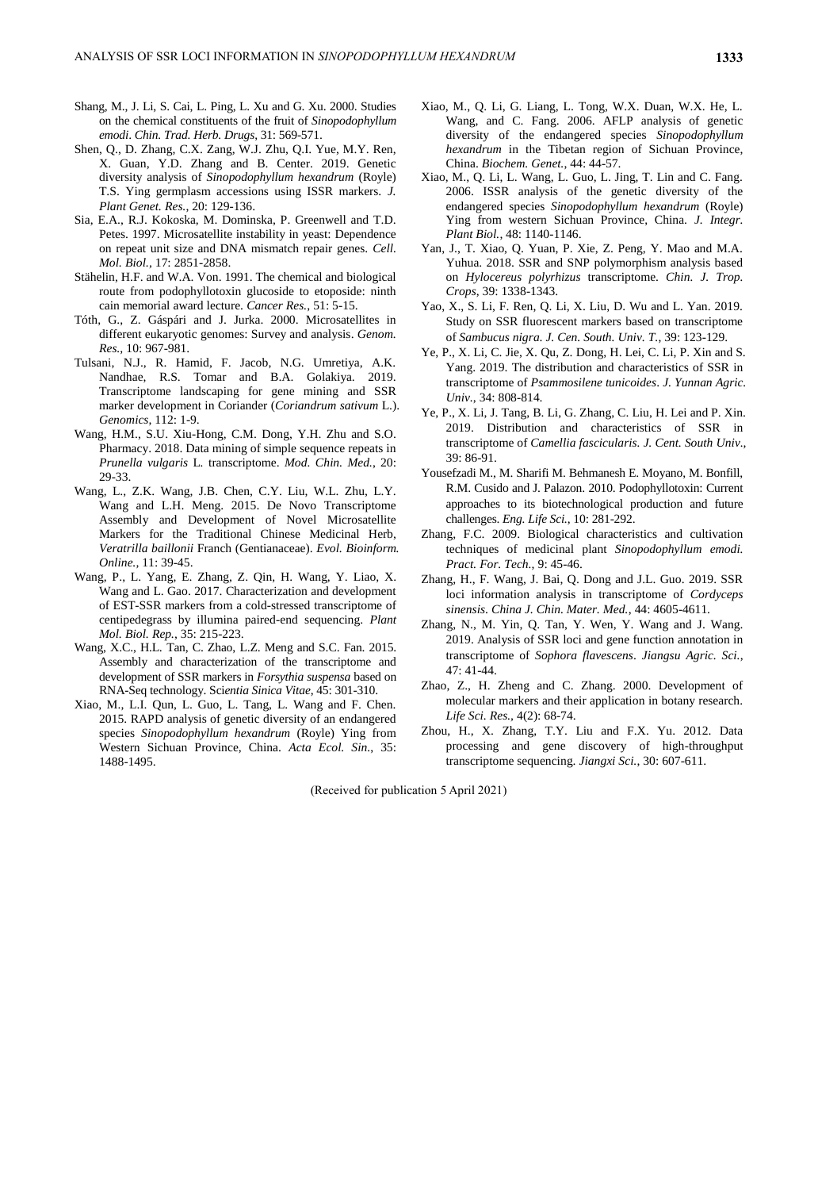Shang, M., J. Li, S. Cai, L. Ping, L. Xu and G. Xu. 2000. Studies on the chemical constituents of the fruit of *Sinopodophyllum emodi*. *Chin. Trad. Herb. Drugs*, 31: 569-571.

Shen, Q., D. Zhang, C.X. Zang, W.J. Zhu, Q.I. Yue, M.Y. Ren, X. Guan, Y.D. Zhang and B. Center. 2019. Genetic diversity analysis of *Sinopodophyllum hexandrum* (Royle) T.S. Ying germplasm accessions using ISSR markers. *J. Plant Genet. Res.*, 20: 129-136.

Sia, E.A., R.J. Kokoska, M. Dominska, P. Greenwell and T.D. Petes. 1997. Microsatellite instability in yeast: Dependence on repeat unit size and DNA mismatch repair genes. *Cell. Mol. Biol.*, 17: 2851-2858.

Stähelin, H.F. and W.A. Von. 1991. The chemical and biological route from podophyllotoxin glucoside to etoposide: ninth cain memorial award lecture. *Cancer Res.*, 51: 5-15.

Tóth, G., Z. Gáspári and J. Jurka. 2000. Microsatellites in different eukaryotic genomes: Survey and analysis. *Genom. Res.*, 10: 967-981.

Tulsani, N.J., R. Hamid, F. Jacob, N.G. Umretiya, A.K. Nandhae, R.S. Tomar and B.A. Golakiya. 2019. Transcriptome landscaping for gene mining and SSR marker development in Coriander (*Coriandrum sativum* L.). *Genomics*, 112: 1-9.

Wang, H.M., S.U. Xiu-Hong, C.M. Dong, Y.H. Zhu and S.O. Pharmacy. 2018. Data mining of simple sequence repeats in *Prunella vulgaris* L. transcriptome. *Mod. Chin. Med.*, 20: 29-33.

Wang, L., Z.K. Wang, J.B. Chen, C.Y. Liu, W.L. Zhu, L.Y. Wang and L.H. Meng. 2015. De Novo Transcriptome Assembly and Development of Novel Microsatellite Markers for the Traditional Chinese Medicinal Herb, *Veratrilla baillonii* Franch (Gentianaceae). *Evol. Bioinform. Online.*, 11: 39-45.

Wang, P., L. Yang, E. Zhang, Z. Qin, H. Wang, Y. Liao, X. Wang and L. Gao. 2017. Characterization and development of EST-SSR markers from a cold-stressed transcriptome of centipedegrass by illumina paired-end sequencing. *Plant Mol. Biol. Rep.*, 35: 215-223.

Wang, X.C., H.L. Tan, C. Zhao, L.Z. Meng and S.C. Fan. 2015. Assembly and characterization of the transcriptome and development of SSR markers in *Forsythia suspensa* based on RNA-Seq technology. *Scientia Sinica Vitae*, 45: 301-310.

Xiao, M., L.I. Qun, L. Guo, L. Tang, L. Wang and F. Chen. 2015. RAPD analysis of genetic diversity of an endangered species *Sinopodophyllum hexandrum* (Royle) Ying from Western Sichuan Province, China. *Acta Ecol. Sin.*, 35: 1488-1495.

Xiao, M., Q. Li, G. Liang, L. Tong, W.X. Duan, W.X. He, L. Wang, and C. Fang. 2006. AFLP analysis of genetic diversity of the endangered species *Sinopodophyllum hexandrum* in the Tibetan region of Sichuan Province, China. *Biochem. Genet.*, 44: 44-57.

Xiao, M., Q. Li, L. Wang, L. Guo, L. Jing, T. Lin and C. Fang. 2006. ISSR analysis of the genetic diversity of the endangered species *Sinopodophyllum hexandrum* (Royle) Ying from western Sichuan Province, China. *J. Integr. Plant Biol.*, 48: 1140-1146.

Yan, J., T. Xiao, Q. Yuan, P. Xie, Z. Peng, Y. Mao and M.A. Yuhua. 2018. SSR and SNP polymorphism analysis based on *Hylocereus polyrhizus* transcriptome. *Chin. J. Trop. Crops*, 39: 1338-1343.

Yao, X., S. Li, F. Ren, Q. Li, X. Liu, D. Wu and L. Yan. 2019. Study on SSR fluorescent markers based on transcriptome of *Sambucus nigra*. *J. Cen. South. Univ. T.*, 39: 123-129.

Ye, P., X. Li, C. Jie, X. Qu, Z. Dong, H. Lei, C. Li, P. Xin and S. Yang. 2019. The distribution and characteristics of SSR in transcriptome of *Psammosilene tunicoides*. *J. Yunnan Agric. Univ.*, 34: 808-814.

Ye, P., X. Li, J. Tang, B. Li, G. Zhang, C. Liu, H. Lei and P. Xin. 2019. Distribution and characteristics of SSR in transcriptome of *Camellia fascicularis*. *J. Cent. South Univ.*, 39: 86-91.

Yousefzadi M., M. Sharifi M. Behmanesh E. Moyano, M. Bonfill, R.M. Cusido and J. Palazon. 2010. Podophyllotoxin: Current approaches to its biotechnological production and future challenges. *Eng. Life Sci.*, 10: 281-292.

Zhang, F.C. 2009. Biological characteristics and cultivation techniques of medicinal plant *Sinopodophyllum emodi*. *Pract. For. Tech.*, 9: 45-46.

Zhang, H., F. Wang, J. Bai, Q. Dong and J.L. Guo. 2019. SSR loci information analysis in transcriptome of *Cordyceps sinensis*. *China J. Chin. Mater. Med.*, 44: 4605-4611.

Zhang, N., M. Yin, Q. Tan, Y. Wen, Y. Wang and J. Wang. 2019. Analysis of SSR loci and gene function annotation in transcriptome of *Sophora flavescens*. *Jiangsu Agric. Sci.*, 47: 41-44.

Zhao, Z., H. Zheng and C. Zhang. 2000. Development of molecular markers and their application in botany research. *Life Sci. Res.*, 4(2): 68-74.

Zhou, H., X. Zhang, T.Y. Liu and F.X. Yu. 2012. Data processing and gene discovery of high-throughput transcriptome sequencing. *Jiangxi Sci.*, 30: 607-611.

(Received for publication 5 April 2021)